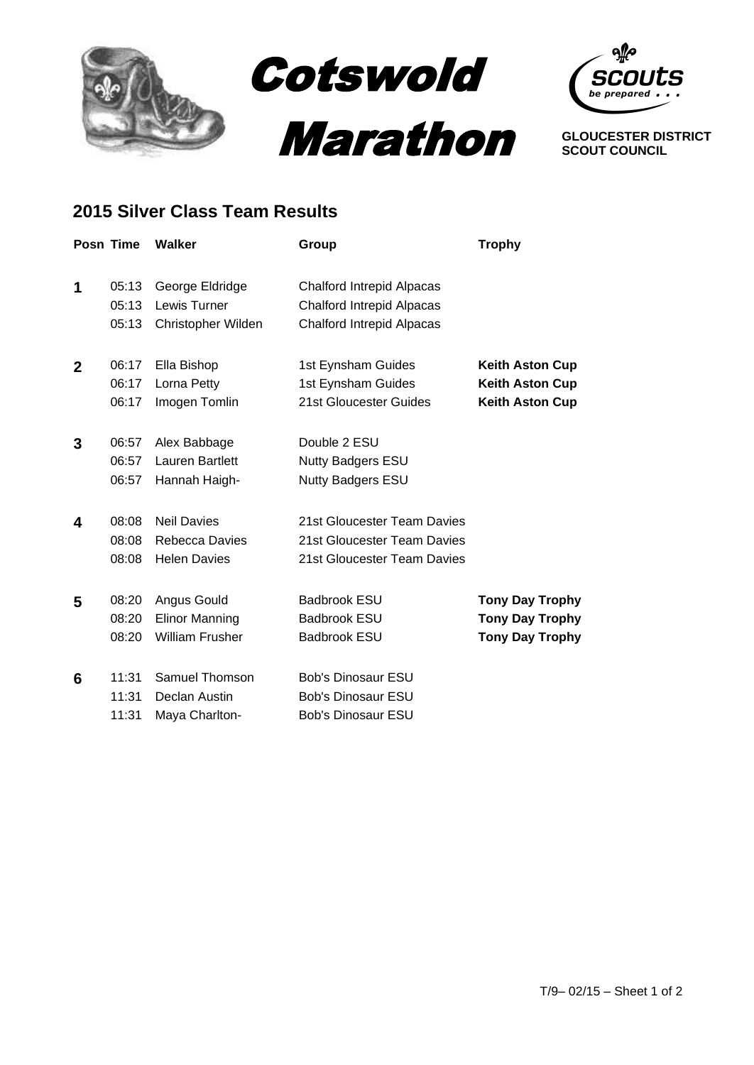# Cotswold Marathon

**GLOUCESTER DISTRICT SCOUT COUNCIL**

## 2015 Silver Class Team Results

| Posn | Time | Walker | Group | Trophy |
|---|---|---|---|---|
| **1** | 05:13 | George Eldridge | Chalford Intrepid Alpacas | |
| | 05:13 | Lewis Turner | Chalford Intrepid Alpacas | |
| | 05:13 | Christopher Wilden | Chalford Intrepid Alpacas | |
| **2** | 06:17 | Ella Bishop | 1st Eynsham Guides | **Keith Aston Cup** |
| | 06:17 | Lorna Petty | 1st Eynsham Guides | **Keith Aston Cup** |
| | 06:17 | Imogen Tomlin | 21st Gloucester Guides | **Keith Aston Cup** |
| **3** | 06:57 | Alex Babbage | Double 2 ESU | |
| | 06:57 | Lauren Bartlett | Nutty Badgers ESU | |
| | 06:57 | Hannah Haigh- | Nutty Badgers ESU | |
| **4** | 08:08 | Neil Davies | 21st Gloucester Team Davies | |
| | 08:08 | Rebecca Davies | 21st Gloucester Team Davies | |
| | 08:08 | Helen Davies | 21st Gloucester Team Davies | |
| **5** | 08:20 | Angus Gould | Badbrook ESU | **Tony Day Trophy** |
| | 08:20 | Elinor Manning | Badbrook ESU | **Tony Day Trophy** |
| | 08:20 | William Frusher | Badbrook ESU | **Tony Day Trophy** |
| **6** | 11:31 | Samuel Thomson | Bob's Dinosaur ESU | |
| | 11:31 | Declan Austin | Bob's Dinosaur ESU | |
| | 11:31 | Maya Charlton- | Bob's Dinosaur ESU | |

T/9– 02/15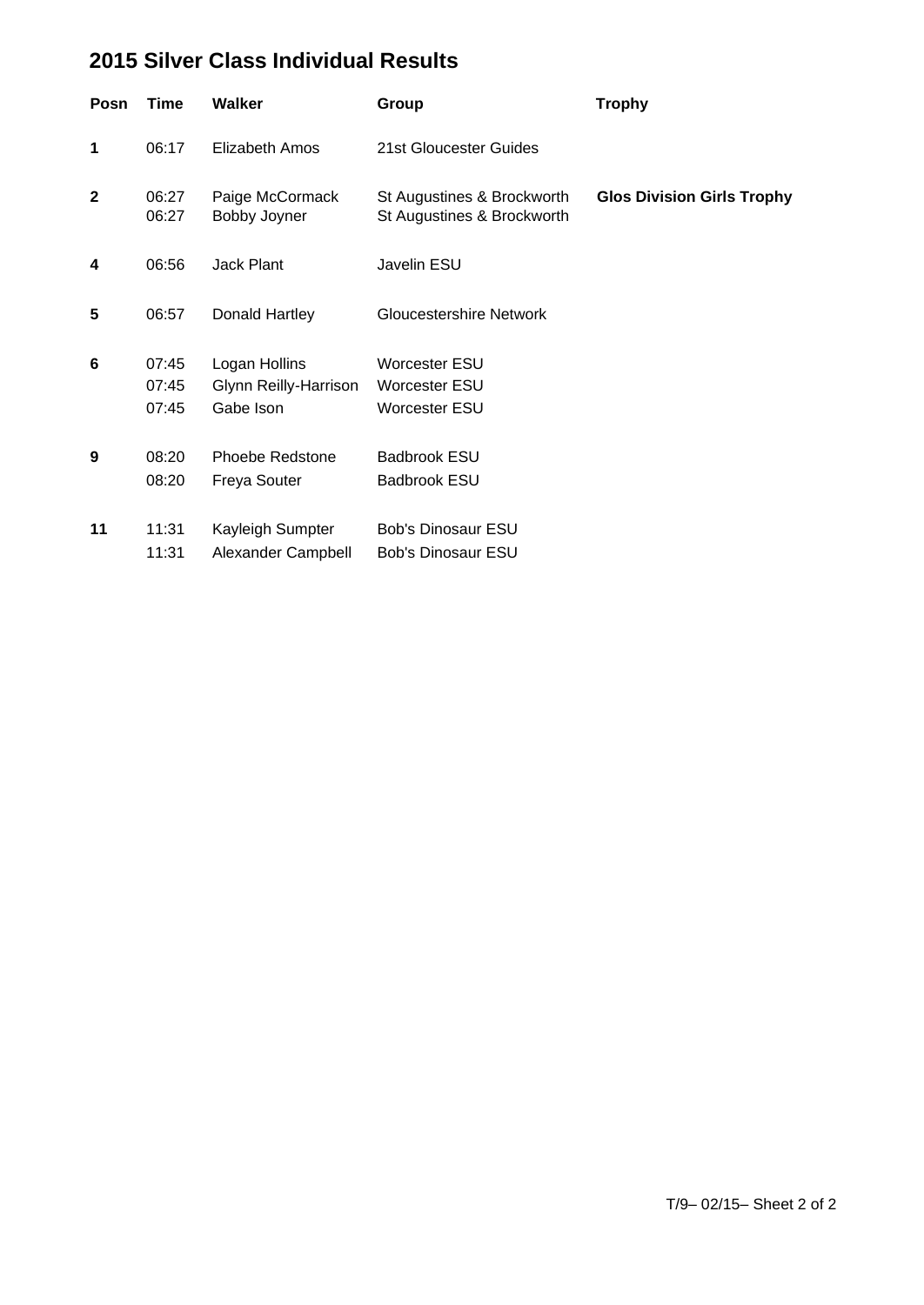# 2015 Silver Class Individual Results

| Posn | Time | Walker | Group | Trophy |
|---|---|---|---|---|
| **1** | 06:17 | Elizabeth Amos | 21st Gloucester Guides | |
| **2** | 06:27 | Paige McCormack | St Augustines & Brockworth | **Glos Division Girls Trophy** |
| | 06:27 | Bobby Joyner | St Augustines & Brockworth | |
| **4** | 06:56 | Jack Plant | Javelin ESU | |
| **5** | 06:57 | Donald Hartley | Gloucestershire Network | |
| **6** | 07:45 | Logan Hollins | Worcester ESU | |
| | 07:45 | Glynn Reilly-Harrison | Worcester ESU | |
| | 07:45 | Gabe Ison | Worcester ESU | |
| **9** | 08:20 | Phoebe Redstone | Badbrook ESU | |
| | 08:20 | Freya Souter | Badbrook ESU | |
| **11** | 11:31 | Kayleigh Sumpter | Bob's Dinosaur ESU | |
| | 11:31 | Alexander Campbell | Bob's Dinosaur ESU | |

T/9– 02/15– Sheet 2 of 2